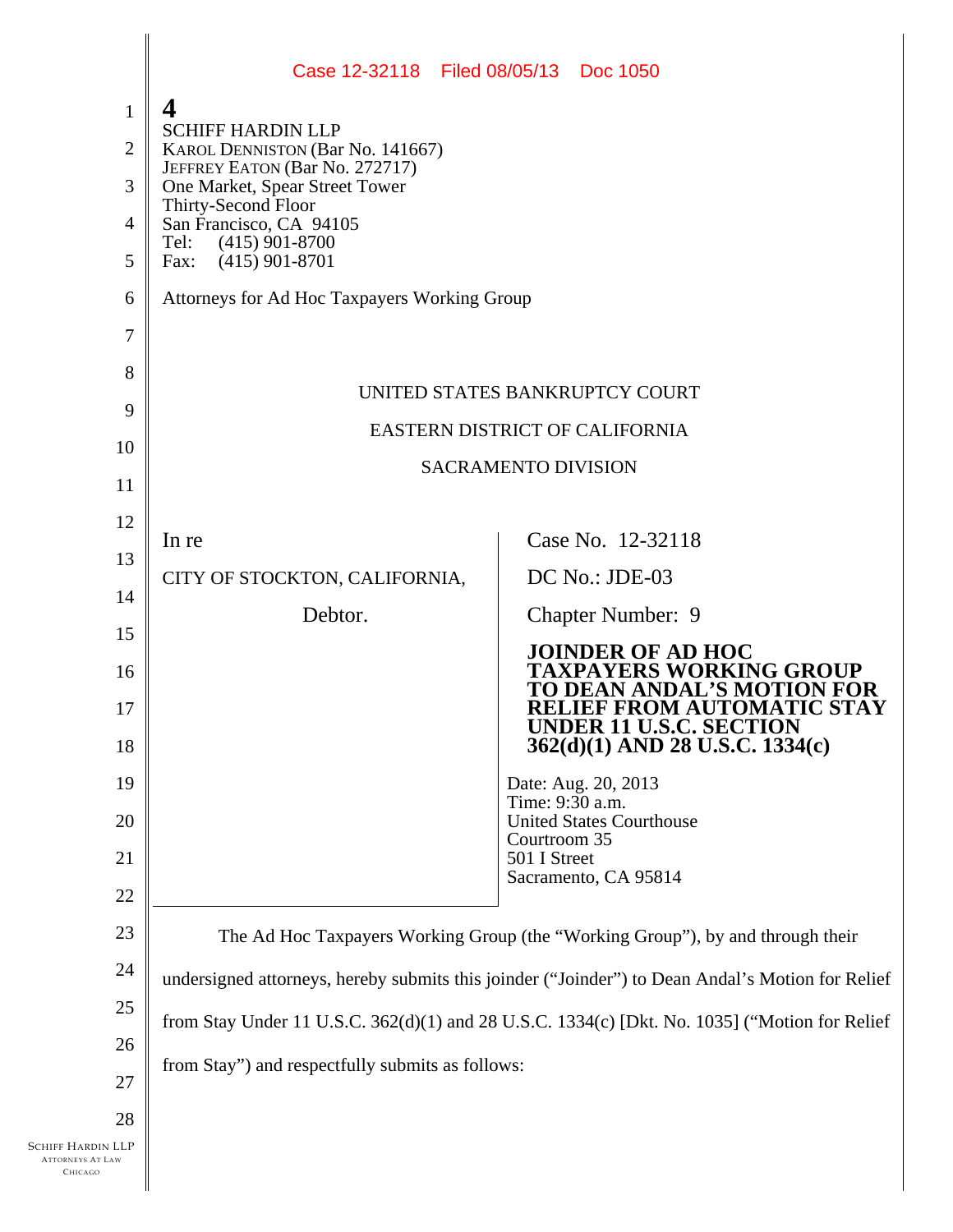4

SCHIFF HARDIN LLP
KAROL DENNISTON (Bar No. 141667)
JEFFREY EATON (Bar No. 272717)
One Market, Spear Street Tower
Thirty-Second Floor
San Francisco, CA 94105
Tel: (415) 901-8700
Fax: (415) 901-8701

Attorneys for Ad Hoc Taxpayers Working Group

UNITED STATES BANKRUPTCY COURT

EASTERN DISTRICT OF CALIFORNIA

SACRAMENTO DIVISION

| In re<br><br>CITY OF STOCKTON, CALIFORNIA,<br><br>Debtor. | Case No. 12-32118<br><br>DC No.: JDE-03<br><br>Chapter Number: 9<br><br>**JOINDER OF AD HOC TAXPAYERS WORKING GROUP TO DEAN ANDAL'S MOTION FOR RELIEF FROM AUTOMATIC STAY UNDER 11 U.S.C. SECTION 362(d)(1) AND 28 U.S.C. 1334(c)**<br><br>Date: Aug. 20, 2013<br>Time: 9:30 a.m.<br>United States Courthouse<br>Courtroom 35<br>501 I Street<br>Sacramento, CA 95814 |
|---|---|

The Ad Hoc Taxpayers Working Group (the "Working Group"), by and through their undersigned attorneys, hereby submits this joinder ("Joinder") to Dean Andal's Motion for Relief from Stay Under 11 U.S.C. 362(d)(1) and 28 U.S.C. 1334(c) [Dkt. No. 1035] ("Motion for Relief from Stay") and respectfully submits as follows: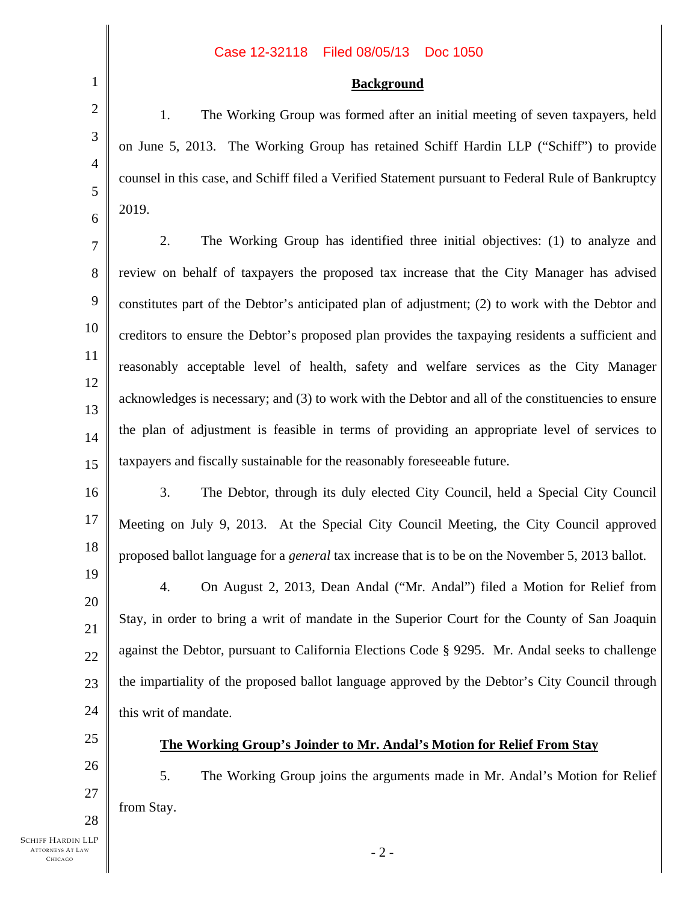## Background

1. The Working Group was formed after an initial meeting of seven taxpayers, held on June 5, 2013. The Working Group has retained Schiff Hardin LLP ("Schiff") to provide counsel in this case, and Schiff filed a Verified Statement pursuant to Federal Rule of Bankruptcy 2019.

2. The Working Group has identified three initial objectives: (1) to analyze and review on behalf of taxpayers the proposed tax increase that the City Manager has advised constitutes part of the Debtor's anticipated plan of adjustment; (2) to work with the Debtor and creditors to ensure the Debtor's proposed plan provides the taxpaying residents a sufficient and reasonably acceptable level of health, safety and welfare services as the City Manager acknowledges is necessary; and (3) to work with the Debtor and all of the constituencies to ensure the plan of adjustment is feasible in terms of providing an appropriate level of services to taxpayers and fiscally sustainable for the reasonably foreseeable future.

3. The Debtor, through its duly elected City Council, held a Special City Council Meeting on July 9, 2013. At the Special City Council Meeting, the City Council approved proposed ballot language for a *general* tax increase that is to be on the November 5, 2013 ballot.

4. On August 2, 2013, Dean Andal ("Mr. Andal") filed a Motion for Relief from Stay, in order to bring a writ of mandate in the Superior Court for the County of San Joaquin against the Debtor, pursuant to California Elections Code § 9295. Mr. Andal seeks to challenge the impartiality of the proposed ballot language approved by the Debtor's City Council through this writ of mandate.

## The Working Group's Joinder to Mr. Andal's Motion for Relief From Stay

5. The Working Group joins the arguments made in Mr. Andal's Motion for Relief from Stay.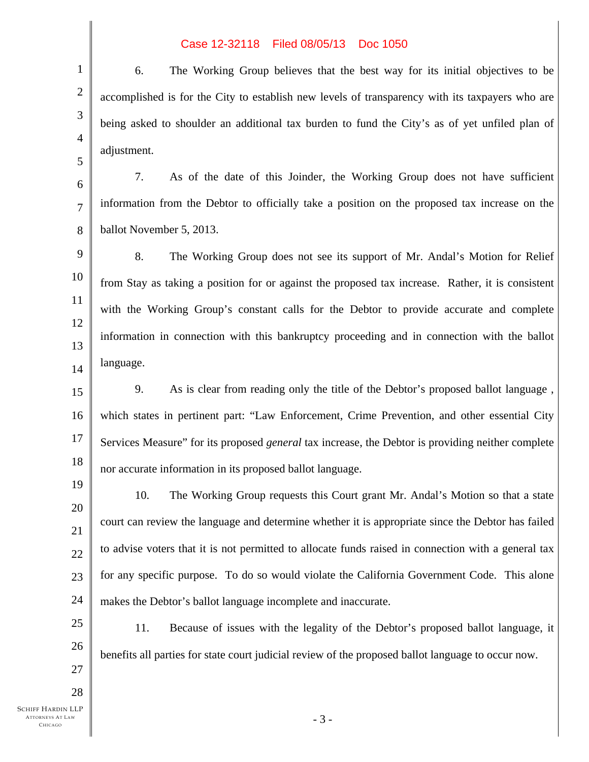6. The Working Group believes that the best way for its initial objectives to be accomplished is for the City to establish new levels of transparency with its taxpayers who are being asked to shoulder an additional tax burden to fund the City's as of yet unfiled plan of adjustment.

7. As of the date of this Joinder, the Working Group does not have sufficient information from the Debtor to officially take a position on the proposed tax increase on the ballot November 5, 2013.

8. The Working Group does not see its support of Mr. Andal's Motion for Relief from Stay as taking a position for or against the proposed tax increase. Rather, it is consistent with the Working Group's constant calls for the Debtor to provide accurate and complete information in connection with this bankruptcy proceeding and in connection with the ballot language.

9. As is clear from reading only the title of the Debtor's proposed ballot language , which states in pertinent part: "Law Enforcement, Crime Prevention, and other essential City Services Measure" for its proposed *general* tax increase, the Debtor is providing neither complete nor accurate information in its proposed ballot language.

10. The Working Group requests this Court grant Mr. Andal's Motion so that a state court can review the language and determine whether it is appropriate since the Debtor has failed to advise voters that it is not permitted to allocate funds raised in connection with a general tax for any specific purpose. To do so would violate the California Government Code. This alone makes the Debtor's ballot language incomplete and inaccurate.

11. Because of issues with the legality of the Debtor's proposed ballot language, it benefits all parties for state court judicial review of the proposed ballot language to occur now.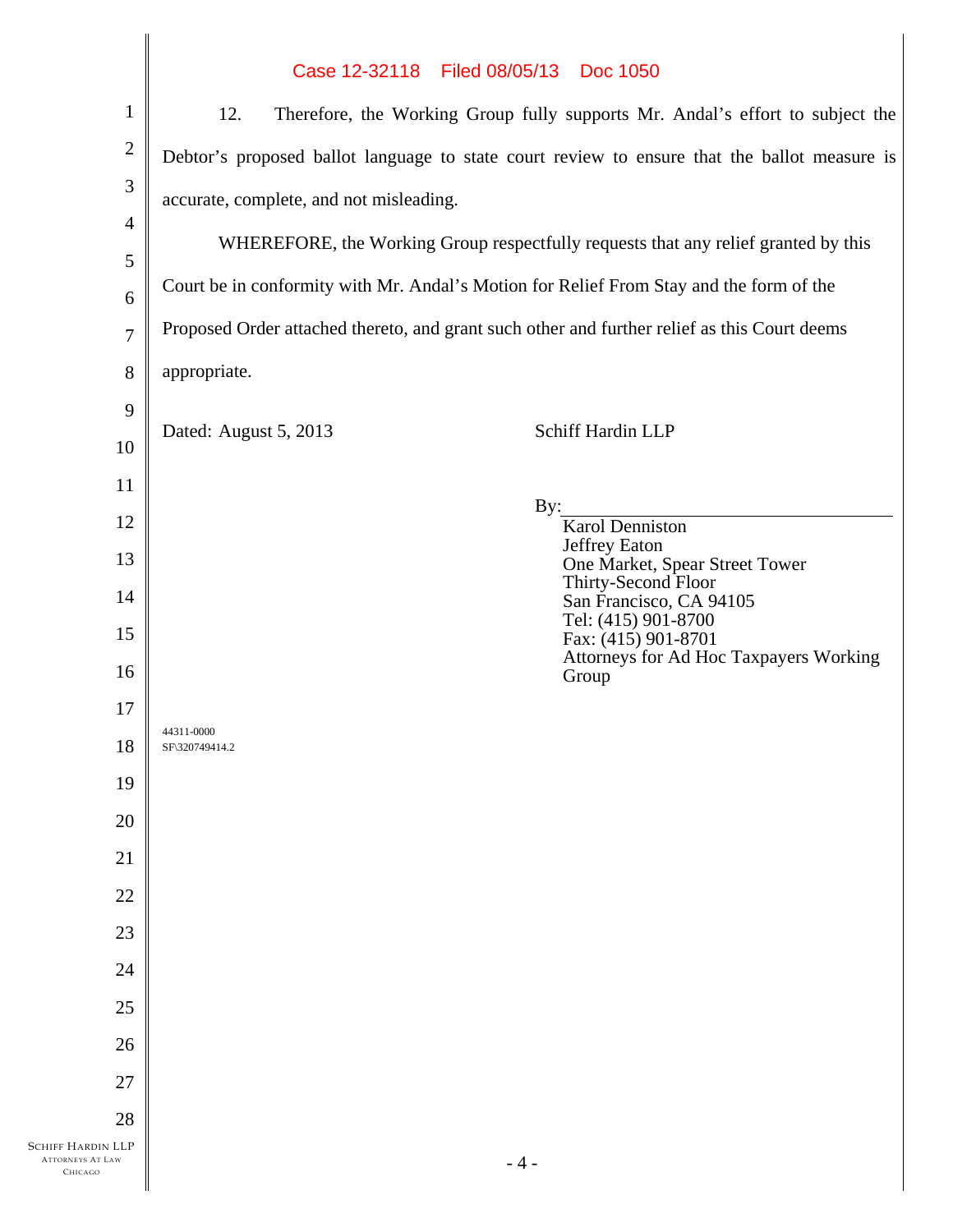12. Therefore, the Working Group fully supports Mr. Andal's effort to subject the Debtor's proposed ballot language to state court review to ensure that the ballot measure is accurate, complete, and not misleading.

WHEREFORE, the Working Group respectfully requests that any relief granted by this Court be in conformity with Mr. Andal's Motion for Relief From Stay and the form of the Proposed Order attached thereto, and grant such other and further relief as this Court deems appropriate.

Dated: August 5, 2013

Schiff Hardin LLP

By:\_\_\_\_\_\_\_\_\_\_\_\_\_\_\_\_\_\_\_\_\_\_\_\_\_\_\_\_

Karol Denniston
Jeffrey Eaton
One Market, Spear Street Tower
Thirty-Second Floor
San Francisco, CA 94105
Tel: (415) 901-8700
Fax: (415) 901-8701
Attorneys for Ad Hoc Taxpayers Working Group

44311-0000
SF\320749414.2